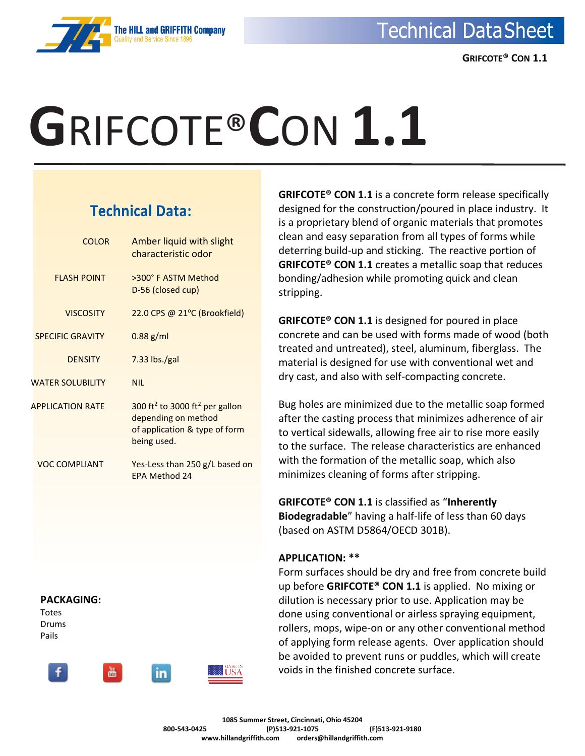# GRIFCOTE® CON 1.1

## Technical Data:

| | |
|---|---|
| COLOR | Amber liquid with slight characteristic odor |
| FLASH POINT | >300° F ASTM Method D-56 (closed cup) |
| VISCOSITY | 22.0 CPS @ 21°C (Brookfield) |
| SPECIFIC GRAVITY | 0.88 g/ml |
| DENSITY | 7.33 lbs./gal |
| WATER SOLUBILITY | NIL |
| APPLICATION RATE | 300 $ft^2$ to 3000 $ft^2$ per gallon depending on method of application & type of form being used. |
| VOC COMPLIANT | Yes-Less than 250 g/L based on EPA Method 24 |

**PACKAGING:**

Totes
Drums
Pails

**GRIFCOTE® CON 1.1** is a concrete form release specifically designed for the construction/poured in place industry. It is a proprietary blend of organic materials that promotes clean and easy separation from all types of forms while deterring build-up and sticking. The reactive portion of **GRIFCOTE® CON 1.1** creates a metallic soap that reduces bonding/adhesion while promoting quick and clean stripping.

**GRIFCOTE® CON 1.1** is designed for poured in place concrete and can be used with forms made of wood (both treated and untreated), steel, aluminum, fiberglass. The material is designed for use with conventional wet and dry cast, and also with self-compacting concrete.

Bug holes are minimized due to the metallic soap formed after the casting process that minimizes adherence of air to vertical sidewalls, allowing free air to rise more easily to the surface. The release characteristics are enhanced with the formation of the metallic soap, which also minimizes cleaning of forms after stripping.

**GRIFCOTE® CON 1.1** is classified as "**Inherently Biodegradable**" having a half-life of less than 60 days (based on ASTM D5864/OECD 301B).

**APPLICATION: \*\***

Form surfaces should be dry and free from concrete build up before **GRIFCOTE® CON 1.1** is applied. No mixing or dilution is necessary prior to use. Application may be done using conventional or airless spraying equipment, rollers, mops, wipe-on or any other conventional method of applying form release agents. Over application should be avoided to prevent runs or puddles, which will create voids in the finished concrete surface.

1085 Summer Street, Cincinnati, Ohio 45204
800-543-0425 (P)513-921-1075 (F)513-921-9180
www.hillandgriffith.com orders@hillandgriffith.com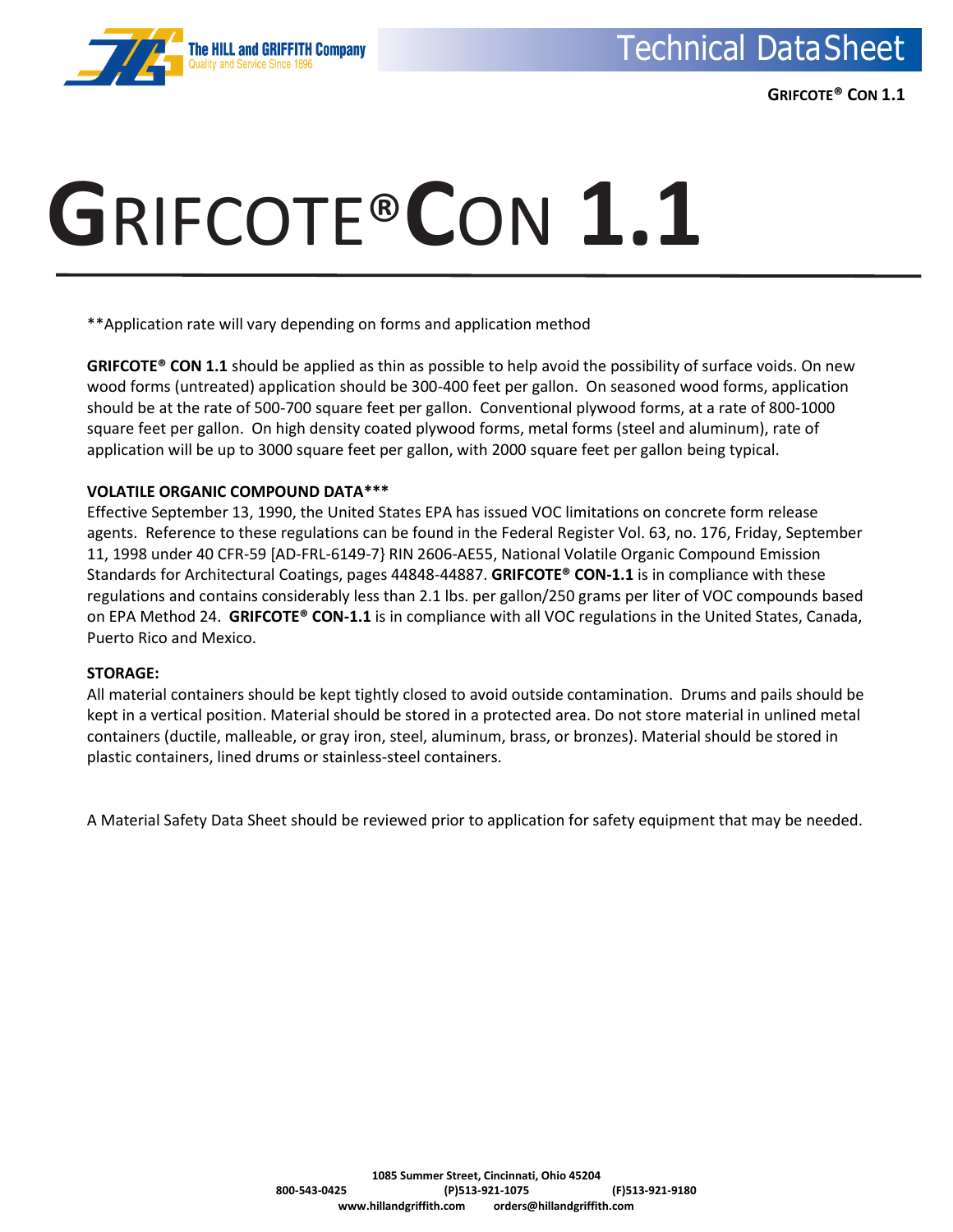# GRIFCOTE® CON 1.1

**Application rate will vary depending on forms and application method

**GRIFCOTE® CON 1.1** should be applied as thin as possible to help avoid the possibility of surface voids. On new wood forms (untreated) application should be 300-400 feet per gallon. On seasoned wood forms, application should be at the rate of 500-700 square feet per gallon. Conventional plywood forms, at a rate of 800-1000 square feet per gallon. On high density coated plywood forms, metal forms (steel and aluminum), rate of application will be up to 3000 square feet per gallon, with 2000 square feet per gallon being typical.

**VOLATILE ORGANIC COMPOUND DATA*****

Effective September 13, 1990, the United States EPA has issued VOC limitations on concrete form release agents. Reference to these regulations can be found in the Federal Register Vol. 63, no. 176, Friday, September 11, 1998 under 40 CFR-59 [AD-FRL-6149-7} RIN 2606-AE55, National Volatile Organic Compound Emission Standards for Architectural Coatings, pages 44848-44887. **GRIFCOTE® CON-1.1** is in compliance with these regulations and contains considerably less than 2.1 lbs. per gallon/250 grams per liter of VOC compounds based on EPA Method 24. **GRIFCOTE® CON-1.1** is in compliance with all VOC regulations in the United States, Canada, Puerto Rico and Mexico.

**STORAGE:**

All material containers should be kept tightly closed to avoid outside contamination. Drums and pails should be kept in a vertical position. Material should be stored in a protected area. Do not store material in unlined metal containers (ductile, malleable, or gray iron, steel, aluminum, brass, or bronzes). Material should be stored in plastic containers, lined drums or stainless-steel containers.

A Material Safety Data Sheet should be reviewed prior to application for safety equipment that may be needed.

**1085 Summer Street, Cincinnati, Ohio 45204**
**800-543-0425 (P)513-921-1075 (F)513-921-9180**
**www.hillandgriffith.com orders@hillandgriffith.com**